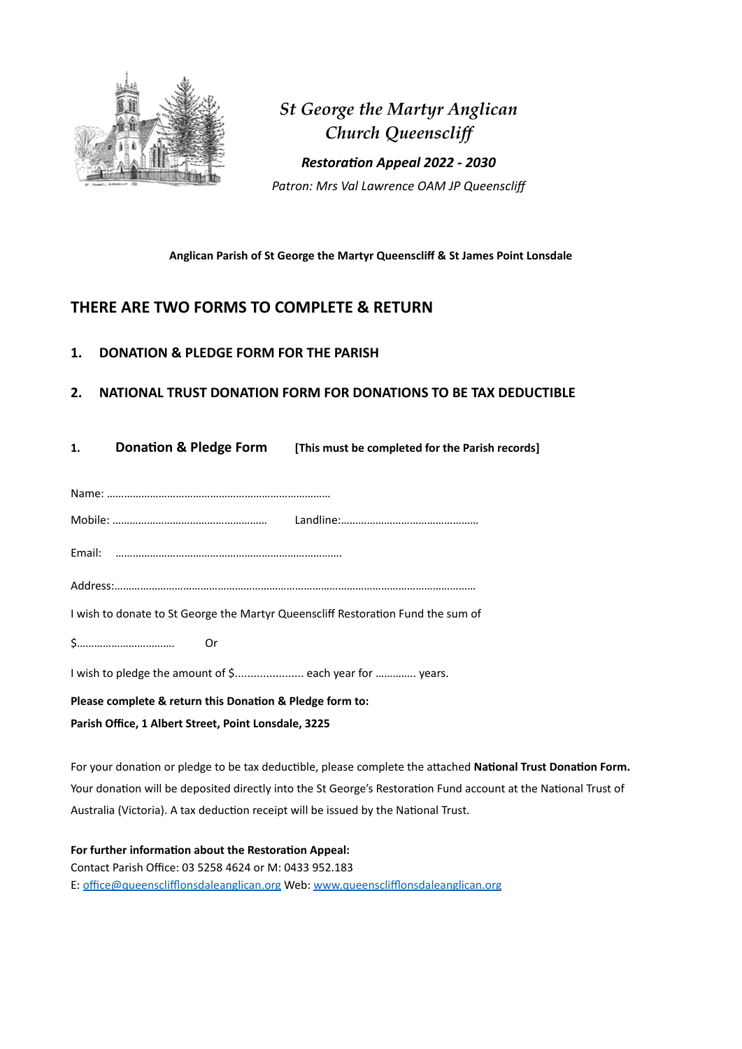*St George the Martyr Anglican Church Queenscliff*

***Restoration Appeal 2022 - 2030***

*Patron: Mrs Val Lawrence OAM JP Queenscliff*

**Anglican Parish of St George the Martyr Queenscliff & St James Point Lonsdale**

## THERE ARE TWO FORMS TO COMPLETE & RETURN

### 1. DONATION & PLEDGE FORM FOR THE PARISH

### 2. NATIONAL TRUST DONATION FORM FOR DONATIONS TO BE TAX DEDUCTIBLE

**1. Donation & Pledge Form** **[This must be completed for the Parish records]**

Name: …………………………………………………………………

Mobile: ……………………………………………… Landline:…………………………………………

Email: …………………………………………………………………….

Address:……………………………………………………………………………………………………………

I wish to donate to St George the Martyr Queenscliff Restoration Fund the sum of

$……………………………. Or

I wish to pledge the amount of $..................... each year for …………. years.

**Please complete & return this Donation & Pledge form to:**

**Parish Office, 1 Albert Street, Point Lonsdale, 3225**

For your donation or pledge to be tax deductible, please complete the attached **National Trust Donation Form.** Your donation will be deposited directly into the St George's Restoration Fund account at the National Trust of Australia (Victoria). A tax deduction receipt will be issued by the National Trust.

**For further information about the Restoration Appeal:**

Contact Parish Office: 03 5258 4624 or M: 0433 952.183

E: office@queenscliffIonsdaleanglican.org Web: www.queenscliffIonsdaleanglican.org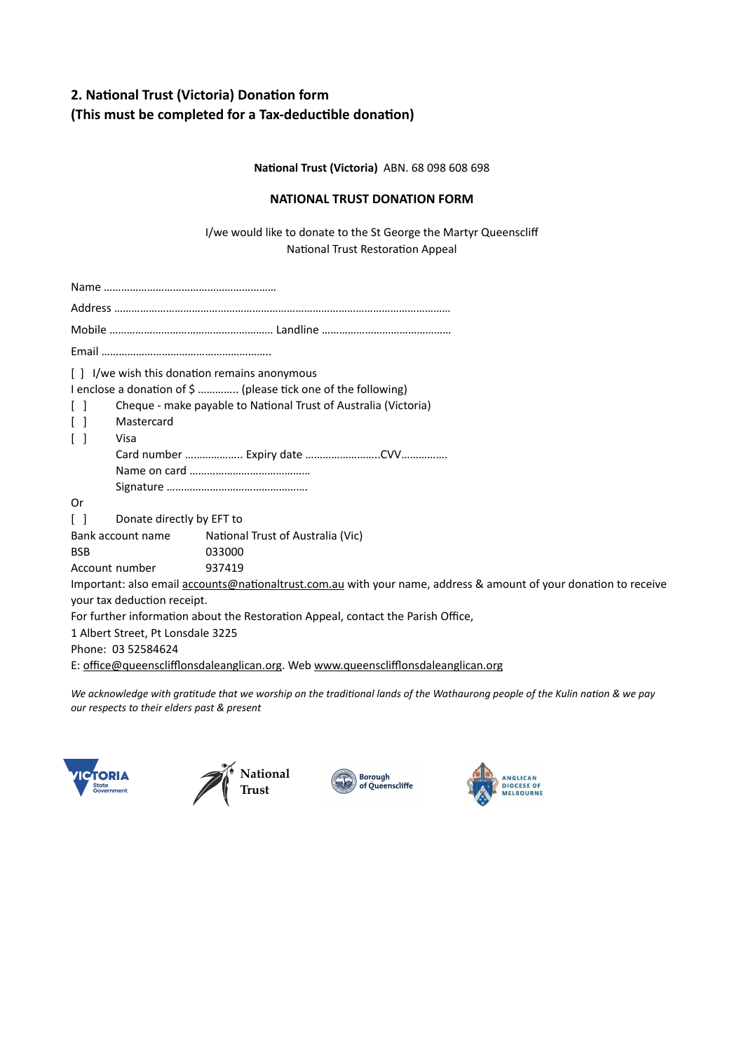## 2. National Trust (Victoria) Donation form
## (This must be completed for a Tax-deductible donation)

**National Trust (Victoria)** ABN. 68 098 608 698

**NATIONAL TRUST DONATION FORM**

I/we would like to donate to the St George the Martyr Queenscliff
National Trust Restoration Appeal

Name ……………………………………………………

Address ………………………………………………………………………………………………………

Mobile ………………………………………………… Landline ………………………………………

Email …………………………………………………..

[ ] I/we wish this donation remains anonymous

I enclose a donation of $ …………. (please tick one of the following)

[ ] Cheque - make payable to National Trust of Australia (Victoria)

[ ] Mastercard

[ ] Visa

Card number ……………….. Expiry date ……………………..CVV…………….

Name on card ……………………………………

Signature ……………………………………………

Or

[ ] Donate directly by EFT to

| | |
|---|---|
| Bank account name | National Trust of Australia (Vic) |
| BSB | 033000 |
| Account number | 937419 |

Important: also email accounts@nationaltrust.com.au with your name, address & amount of your donation to receive your tax deduction receipt.

For further information about the Restoration Appeal, contact the Parish Office,
1 Albert Street, Pt Lonsdale 3225
Phone: 03 52584624
E: office@queensclifflonsdaleanglican.org. Web www.queensclifflonsdaleanglican.org

*We acknowledge with gratitude that we worship on the traditional lands of the Wathaurong people of the Kulin nation & we pay our respects to their elders past & present*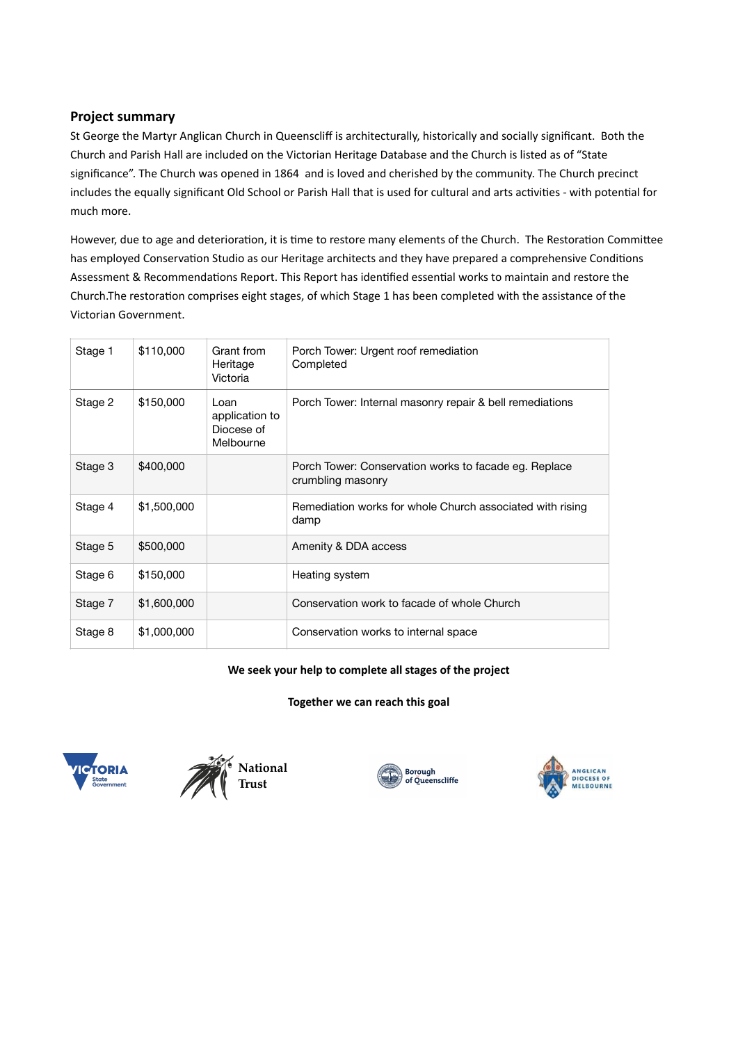## Project summary

St George the Martyr Anglican Church in Queenscliff is architecturally, historically and socially significant. Both the Church and Parish Hall are included on the Victorian Heritage Database and the Church is listed as of "State significance". The Church was opened in 1864 and is loved and cherished by the community. The Church precinct includes the equally significant Old School or Parish Hall that is used for cultural and arts activities - with potential for much more.

However, due to age and deterioration, it is time to restore many elements of the Church. The Restoration Committee has employed Conservation Studio as our Heritage architects and they have prepared a comprehensive Conditions Assessment & Recommendations Report. This Report has identified essential works to maintain and restore the Church.The restoration comprises eight stages, of which Stage 1 has been completed with the assistance of the Victorian Government.

| | | | |
|---|---|---|---|
| Stage 1 | $110,000 | Grant from Heritage Victoria | Porch Tower: Urgent roof remediation Completed |
| Stage 2 | $150,000 | Loan application to Diocese of Melbourne | Porch Tower: Internal masonry repair & bell remediations |
| Stage 3 | $400,000 | | Porch Tower: Conservation works to facade eg. Replace crumbling masonry |
| Stage 4 | $1,500,000 | | Remediation works for whole Church associated with rising damp |
| Stage 5 | $500,000 | | Amenity & DDA access |
| Stage 6 | $150,000 | | Heating system |
| Stage 7 | $1,600,000 | | Conservation work to facade of whole Church |
| Stage 8 | $1,000,000 | | Conservation works to internal space |

**We seek your help to complete all stages of the project**

**Together we can reach this goal**

VICTORIA State Government

National Trust

Borough of Queenscliffe

ANGLICAN DIOCESE OF MELBOURNE